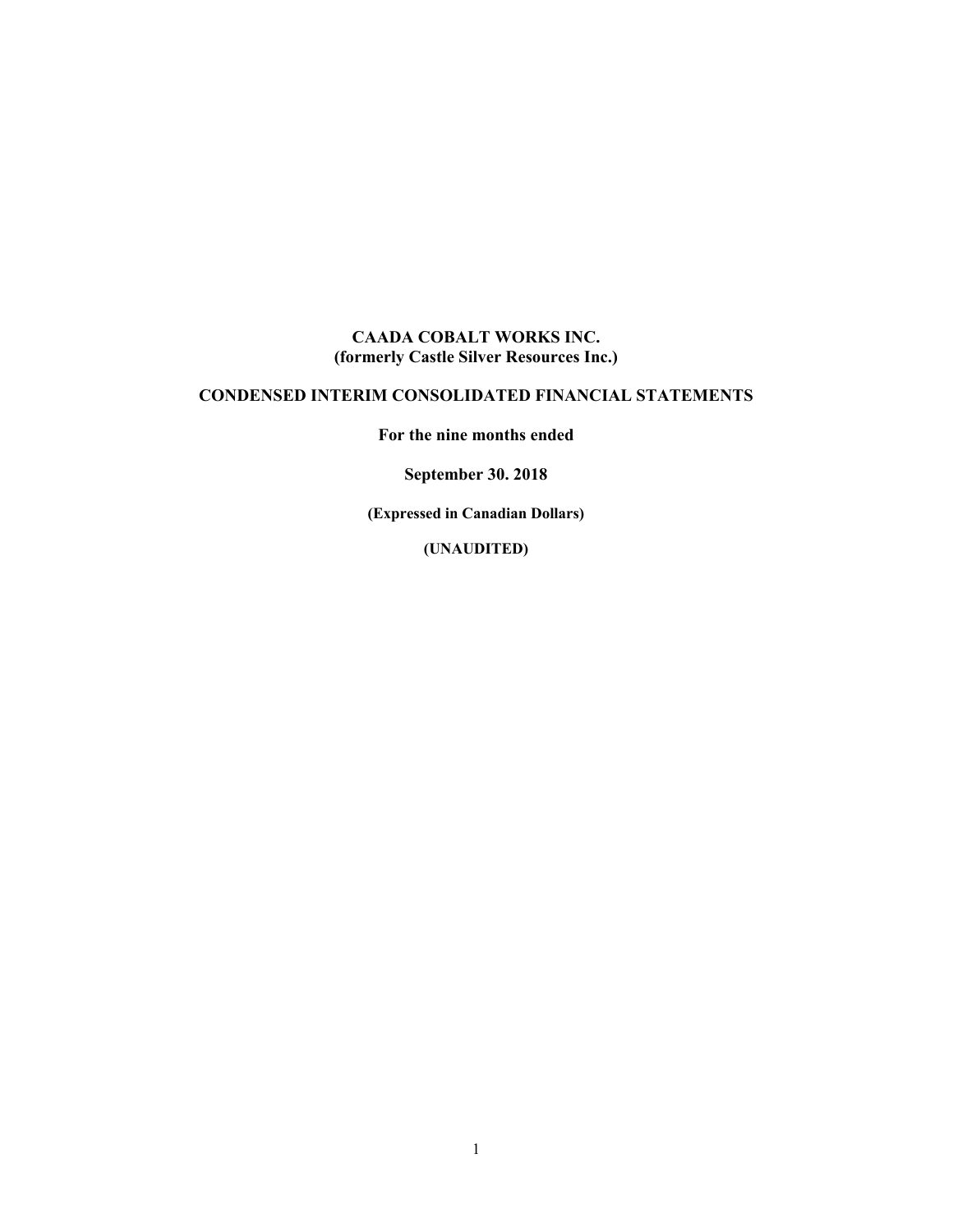**CAADA COBALT WORKS INC.**
**(formerly Castle Silver Resources Inc.)**

**CONDENSED INTERIM CONSOLIDATED FINANCIAL STATEMENTS**

**For the nine months ended**

**September 30. 2018**

**(Expressed in Canadian Dollars)**

**(UNAUDITED)**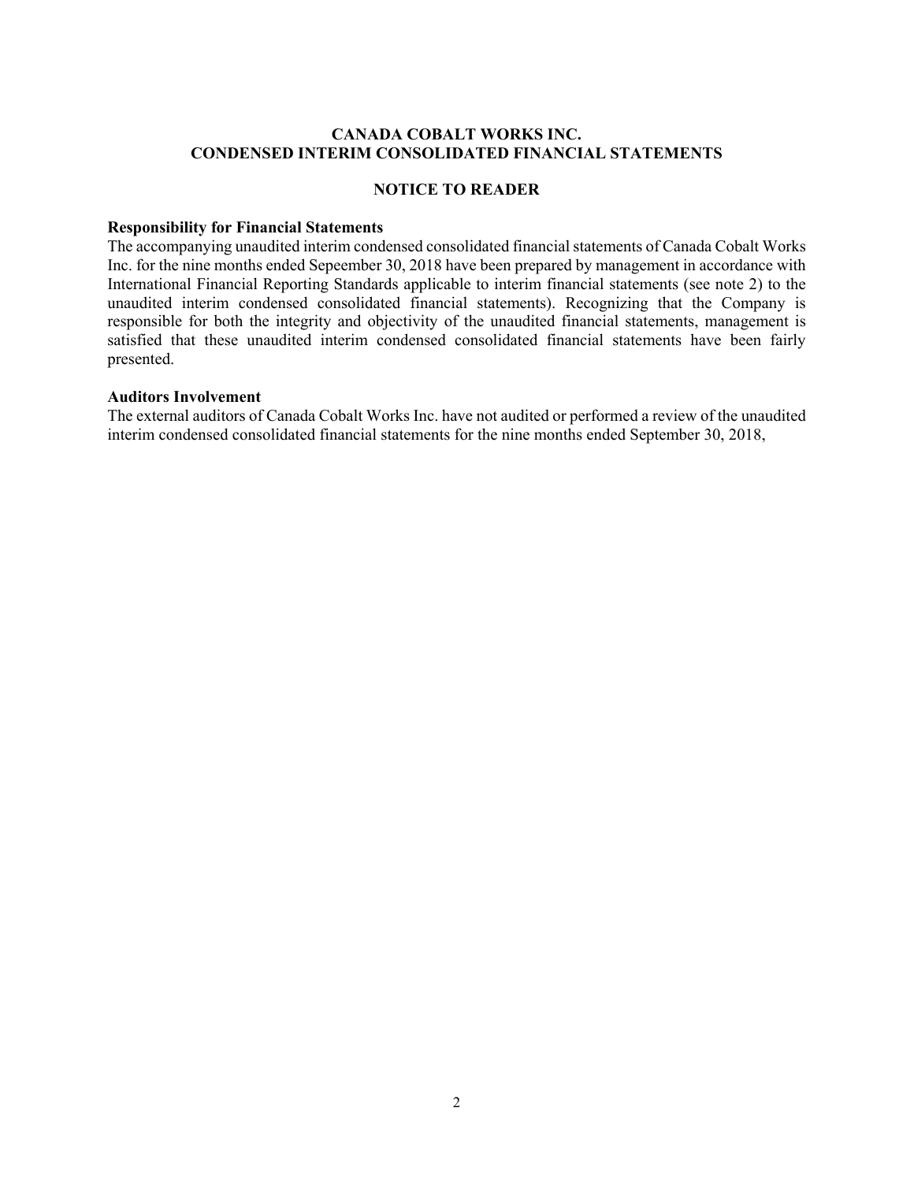# CANADA COBALT WORKS INC.
# CONDENSED INTERIM CONSOLIDATED FINANCIAL STATEMENTS

## NOTICE TO READER

**Responsibility for Financial Statements**

The accompanying unaudited interim condensed consolidated financial statements of Canada Cobalt Works Inc. for the nine months ended Sepeember 30, 2018 have been prepared by management in accordance with International Financial Reporting Standards applicable to interim financial statements (see note 2) to the unaudited interim condensed consolidated financial statements). Recognizing that the Company is responsible for both the integrity and objectivity of the unaudited financial statements, management is satisfied that these unaudited interim condensed consolidated financial statements have been fairly presented.

**Auditors Involvement**

The external auditors of Canada Cobalt Works Inc. have not audited or performed a review of the unaudited interim condensed consolidated financial statements for the nine months ended September 30, 2018,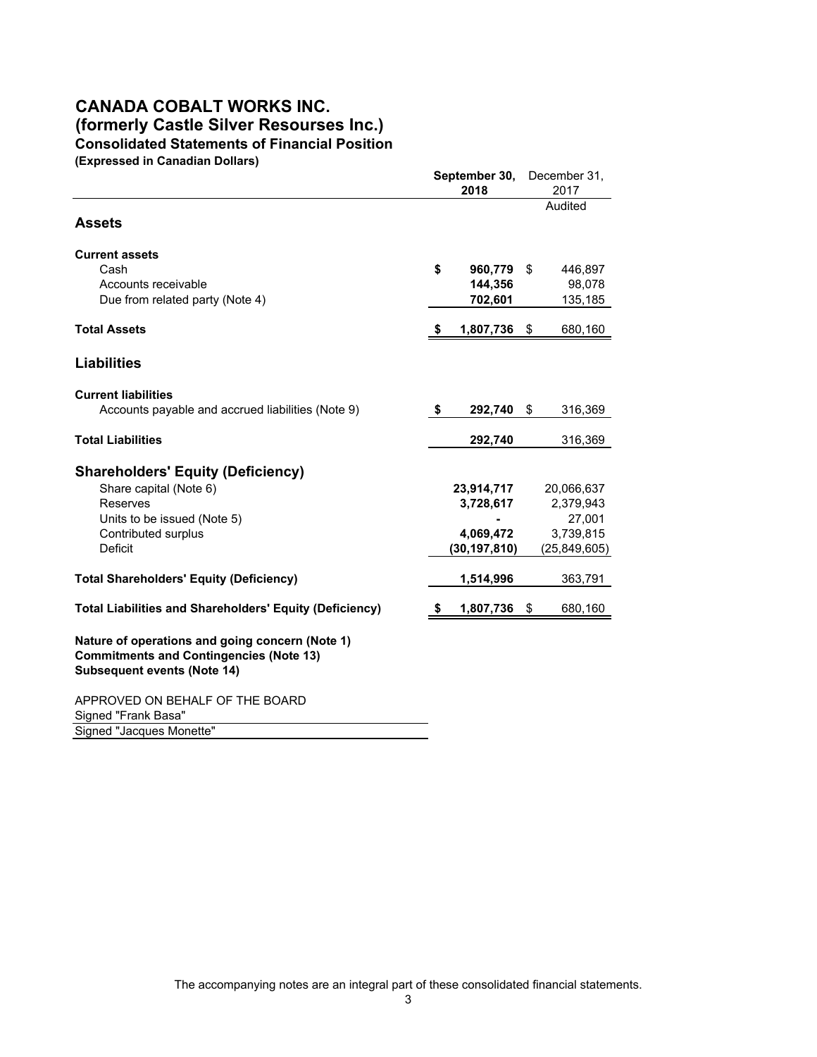# CANADA COBALT WORKS INC.
## (formerly Castle Silver Resourses Inc.)
### Consolidated Statements of Financial Position
**(Expressed in Canadian Dollars)**

| | **September 30, 2018** | December 31, 2017 |
|---|---|---|
| | | Audited |
| **Assets** | | |
| **Current assets** | | |
| Cash | **$ 960,779** | $ 446,897 |
| Accounts receivable | **144,356** | 98,078 |
| Due from related party (Note 4) | **702,601** | 135,185 |
| **Total Assets** | **$ 1,807,736** | $ 680,160 |
| **Liabilities** | | |
| **Current liabilities** | | |
| Accounts payable and accrued liabilities (Note 9) | **$ 292,740** | $ 316,369 |
| **Total Liabilities** | **292,740** | 316,369 |
| **Shareholders' Equity (Deficiency)** | | |
| Share capital (Note 6) | **23,914,717** | 20,066,637 |
| Reserves | **3,728,617** | 2,379,943 |
| Units to be issued (Note 5) | **-** | 27,001 |
| Contributed surplus | **4,069,472** | 3,739,815 |
| Deficit | **(30,197,810)** | (25,849,605) |
| **Total Shareholders' Equity (Deficiency)** | **1,514,996** | 363,791 |
| **Total Liabilities and Shareholders' Equity (Deficiency)** | **$ 1,807,736** | $ 680,160 |

**Nature of operations and going concern (Note 1)**
**Commitments and Contingencies (Note 13)**
**Subsequent events (Note 14)**

APPROVED ON BEHALF OF THE BOARD
Signed "Frank Basa"
Signed "Jacques Monette"

The accompanying notes are an integral part of these consolidated financial statements.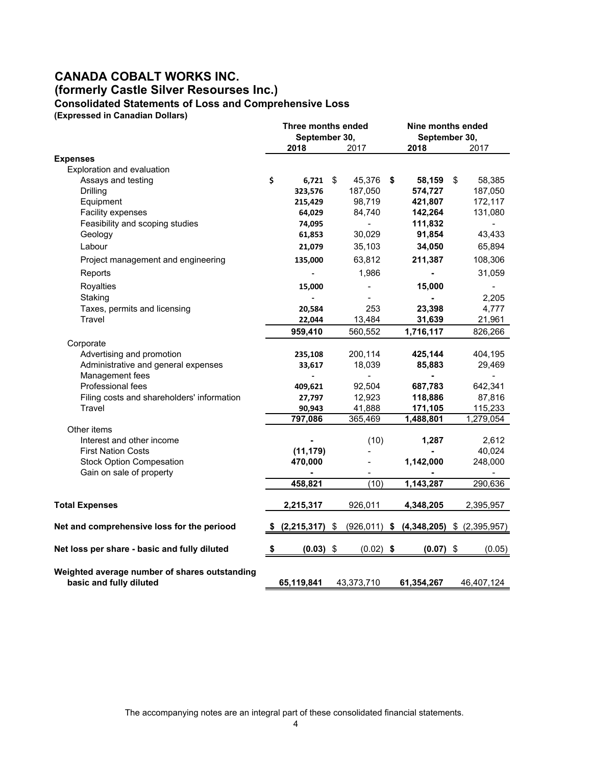# CANADA COBALT WORKS INC.
# (formerly Castle Silver Resourses Inc.)
## Consolidated Statements of Loss and Comprehensive Loss
**(Expressed in Canadian Dollars)**

| | Three months ended September 30, | | Nine months ended September 30, | |
|---|---|---|---|---|
| | **2018** | 2017 | **2018** | 2017 |
| **Expenses** | | | | |
| Exploration and evaluation | | | | |
| Assays and testing | **$ 6,721** | $ 45,376 | **$ 58,159** | $ 58,385 |
| Drilling | **323,576** | 187,050 | **574,727** | 187,050 |
| Equipment | **215,429** | 98,719 | **421,807** | 172,117 |
| Facility expenses | **64,029** | 84,740 | **142,264** | 131,080 |
| Feasibility and scoping studies | **74,095** | - | **111,832** | - |
| Geology | **61,853** | 30,029 | **91,854** | 43,433 |
| Labour | **21,079** | 35,103 | **34,050** | 65,894 |
| Project management and engineering | **135,000** | 63,812 | **211,387** | 108,306 |
| Reports | - | 1,986 | **-** | 31,059 |
| Royalties | **15,000** | - | **15,000** | - |
| Staking | - | - | **-** | 2,205 |
| Taxes, permits and licensing | **20,584** | 253 | **23,398** | 4,777 |
| Travel | **22,044** | 13,484 | **31,639** | 21,961 |
| | **959,410** | 560,552 | **1,716,117** | 826,266 |
| Corporate | | | | |
| Advertising and promotion | **235,108** | 200,114 | **425,144** | 404,195 |
| Administrative and general expenses | **33,617** | 18,039 | **85,883** | 29,469 |
| Management fees | - | - | **-** | - |
| Professional fees | **409,621** | 92,504 | **687,783** | 642,341 |
| Filing costs and shareholders' information | **27,797** | 12,923 | **118,886** | 87,816 |
| Travel | **90,943** | 41,888 | **171,105** | 115,233 |
| | **797,086** | 365,469 | **1,488,801** | 1,279,054 |
| Other items | | | | |
| Interest and other income | **-** | (10) | **1,287** | 2,612 |
| First Nation Costs | **(11,179)** | - | **-** | 40,024 |
| Stock Option Compesation | **470,000** | - | **1,142,000** | 248,000 |
| Gain on sale of property | **-** | - | **-** | - |
| | **458,821** | (10) | **1,143,287** | 290,636 |
| **Total Expenses** | **2,215,317** | 926,011 | **4,348,205** | 2,395,957 |
| **Net and comprehensive loss for the periood** | **$ (2,215,317)** | $ (926,011) | **$ (4,348,205)** | $ (2,395,957) |
| **Net loss per share - basic and fully diluted** | **$ (0.03)** | $ (0.02) | **$ (0.07)** | $ (0.05) |
| **Weighted average number of shares outstanding basic and fully diluted** | **65,119,841** | 43,373,710 | **61,354,267** | 46,407,124 |

The accompanying notes are an integral part of these consolidated financial statements.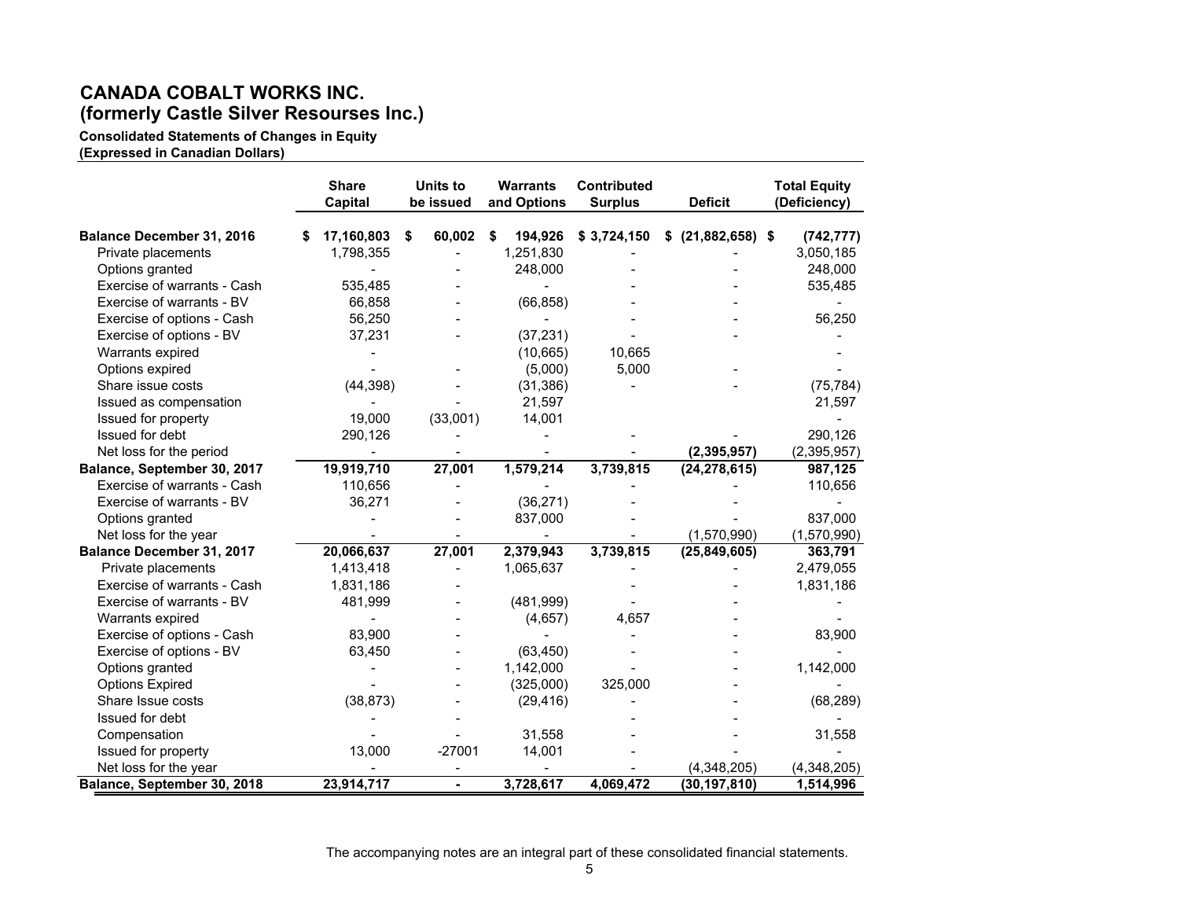# CANADA COBALT WORKS INC.
# (formerly Castle Silver Resourses Inc.)

**Consolidated Statements of Changes in Equity**
**(Expressed in Canadian Dollars)**

| | Share Capital | Units to be issued | Warrants and Options | Contributed Surplus | Deficit | Total Equity (Deficiency) |
|---|---|---|---|---|---|---|
| **Balance December 31, 2016** | **$ 17,160,803** | **$ 60,002** | **$ 194,926** | **$ 3,724,150** | **$ (21,882,658)** | **$ (742,777)** |
| Private placements | 1,798,355 | - | 1,251,830 | - | - | 3,050,185 |
| Options granted | - | - | 248,000 | - | - | 248,000 |
| Exercise of warrants - Cash | 535,485 | - | - | - | - | 535,485 |
| Exercise of warrants - BV | 66,858 | - | (66,858) | - | - | - |
| Exercise of options - Cash | 56,250 | - | - | - | - | 56,250 |
| Exercise of options - BV | 37,231 | - | (37,231) | - | - | - |
| Warrants expired | - | | (10,665) | 10,665 | | - |
| Options expired | - | - | (5,000) | 5,000 | - | - |
| Share issue costs | (44,398) | - | (31,386) | - | - | (75,784) |
| Issued as compensation | - | - | 21,597 | | | 21,597 |
| Issued for property | 19,000 | (33,001) | 14,001 | | | - |
| Issued for debt | 290,126 | - | - | - | - | 290,126 |
| Net loss for the period | - | - | - | - | **(2,395,957)** | (2,395,957) |
| **Balance, September 30, 2017** | **19,919,710** | **27,001** | **1,579,214** | **3,739,815** | **(24,278,615)** | **987,125** |
| Exercise of warrants - Cash | 110,656 | - | - | - | - | 110,656 |
| Exercise of warrants - BV | 36,271 | - | (36,271) | - | - | - |
| Options granted | - | - | 837,000 | - | - | 837,000 |
| Net loss for the year | - | - | - | - | (1,570,990) | (1,570,990) |
| **Balance December 31, 2017** | **20,066,637** | **27,001** | **2,379,943** | **3,739,815** | **(25,849,605)** | **363,791** |
| Private placements | 1,413,418 | - | 1,065,637 | - | - | 2,479,055 |
| Exercise of warrants - Cash | 1,831,186 | - | | - | - | 1,831,186 |
| Exercise of warrants - BV | 481,999 | - | (481,999) | - | - | - |
| Warrants expired | - | - | (4,657) | 4,657 | - | - |
| Exercise of options - Cash | 83,900 | - | - | - | - | 83,900 |
| Exercise of options - BV | 63,450 | - | (63,450) | - | - | - |
| Options granted | - | - | 1,142,000 | - | - | 1,142,000 |
| Options Expired | - | - | (325,000) | 325,000 | - | - |
| Share Issue costs | (38,873) | - | (29,416) | - | - | (68,289) |
| Issued for debt | - | - | | - | - | - |
| Compensation | - | - | 31,558 | - | - | 31,558 |
| Issued for property | 13,000 | -27001 | 14,001 | - | | - |
| Net loss for the year | - | - | - | - | (4,348,205) | (4,348,205) |
| **Balance, September 30, 2018** | **23,914,717** | **-** | **3,728,617** | **4,069,472** | **(30,197,810)** | **1,514,996** |

The accompanying notes are an integral part of these consolidated financial statements.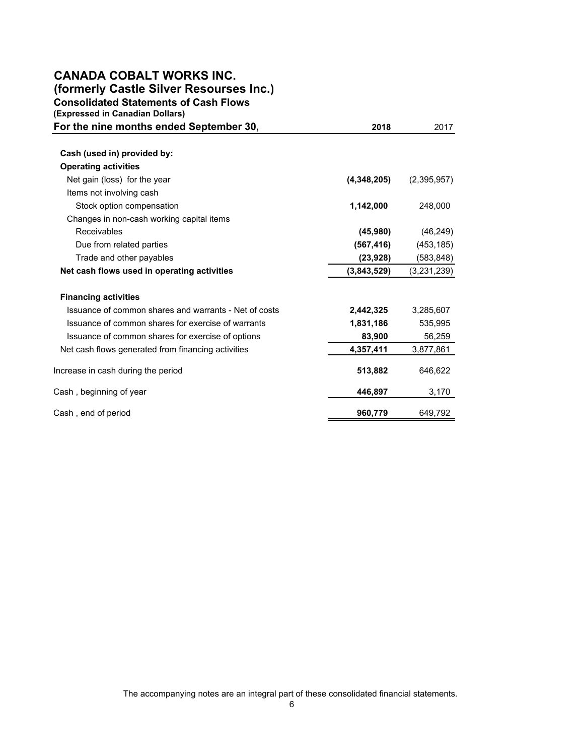# CANADA COBALT WORKS INC.
## (formerly Castle Silver Resourses Inc.)
### Consolidated Statements of Cash Flows
**(Expressed in Canadian Dollars)**

| For the nine months ended September 30, | 2018 | 2017 |
|---|---|---|
| **Cash (used in) provided by:** | | |
| **Operating activities** | | |
| Net gain (loss) for the year | **(4,348,205)** | (2,395,957) |
| Items not involving cash | | |
| Stock option compensation | **1,142,000** | 248,000 |
| Changes in non-cash working capital items | | |
| Receivables | **(45,980)** | (46,249) |
| Due from related parties | **(567,416)** | (453,185) |
| Trade and other payables | **(23,928)** | (583,848) |
| **Net cash flows used in operating activities** | **(3,843,529)** | (3,231,239) |
| **Financing activities** | | |
| Issuance of common shares and warrants - Net of costs | **2,442,325** | 3,285,607 |
| Issuance of common shares for exercise of warrants | **1,831,186** | 535,995 |
| Issuance of common shares for exercise of options | **83,900** | 56,259 |
| Net cash flows generated from financing activities | **4,357,411** | 3,877,861 |
| Increase in cash during the period | **513,882** | 646,622 |
| Cash , beginning of year | **446,897** | 3,170 |
| Cash , end of period | **960,779** | 649,792 |

The accompanying notes are an integral part of these consolidated financial statements.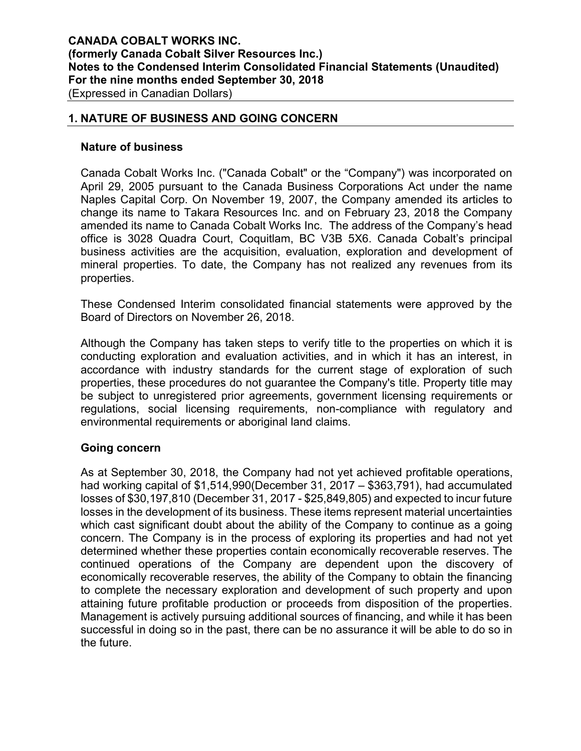## 1. NATURE OF BUSINESS AND GOING CONCERN

### Nature of business

Canada Cobalt Works Inc. ("Canada Cobalt" or the "Company") was incorporated on April 29, 2005 pursuant to the Canada Business Corporations Act under the name Naples Capital Corp. On November 19, 2007, the Company amended its articles to change its name to Takara Resources Inc. and on February 23, 2018 the Company amended its name to Canada Cobalt Works Inc. The address of the Company's head office is 3028 Quadra Court, Coquitlam, BC V3B 5X6. Canada Cobalt's principal business activities are the acquisition, evaluation, exploration and development of mineral properties. To date, the Company has not realized any revenues from its properties.

These Condensed Interim consolidated financial statements were approved by the Board of Directors on November 26, 2018.

Although the Company has taken steps to verify title to the properties on which it is conducting exploration and evaluation activities, and in which it has an interest, in accordance with industry standards for the current stage of exploration of such properties, these procedures do not guarantee the Company's title. Property title may be subject to unregistered prior agreements, government licensing requirements or regulations, social licensing requirements, non-compliance with regulatory and environmental requirements or aboriginal land claims.

### Going concern

As at September 30, 2018, the Company had not yet achieved profitable operations, had working capital of $1,514,990(December 31, 2017 – $363,791), had accumulated losses of $30,197,810 (December 31, 2017 - $25,849,805) and expected to incur future losses in the development of its business. These items represent material uncertainties which cast significant doubt about the ability of the Company to continue as a going concern. The Company is in the process of exploring its properties and had not yet determined whether these properties contain economically recoverable reserves. The continued operations of the Company are dependent upon the discovery of economically recoverable reserves, the ability of the Company to obtain the financing to complete the necessary exploration and development of such property and upon attaining future profitable production or proceeds from disposition of the properties. Management is actively pursuing additional sources of financing, and while it has been successful in doing so in the past, there can be no assurance it will be able to do so in the future.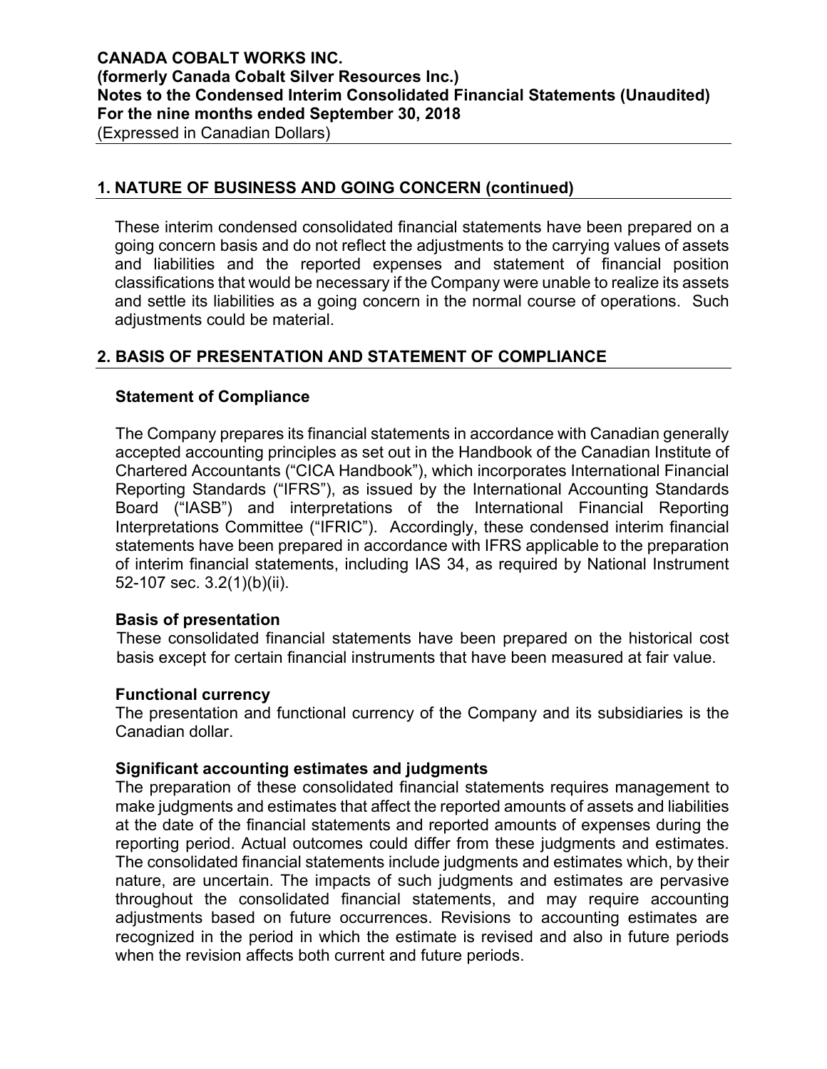## 1. NATURE OF BUSINESS AND GOING CONCERN (continued)

These interim condensed consolidated financial statements have been prepared on a going concern basis and do not reflect the adjustments to the carrying values of assets and liabilities and the reported expenses and statement of financial position classifications that would be necessary if the Company were unable to realize its assets and settle its liabilities as a going concern in the normal course of operations. Such adjustments could be material.

## 2. BASIS OF PRESENTATION AND STATEMENT OF COMPLIANCE

### Statement of Compliance

The Company prepares its financial statements in accordance with Canadian generally accepted accounting principles as set out in the Handbook of the Canadian Institute of Chartered Accountants ("CICA Handbook"), which incorporates International Financial Reporting Standards ("IFRS"), as issued by the International Accounting Standards Board ("IASB") and interpretations of the International Financial Reporting Interpretations Committee ("IFRIC"). Accordingly, these condensed interim financial statements have been prepared in accordance with IFRS applicable to the preparation of interim financial statements, including IAS 34, as required by National Instrument 52-107 sec. 3.2(1)(b)(ii).

### Basis of presentation

These consolidated financial statements have been prepared on the historical cost basis except for certain financial instruments that have been measured at fair value.

### Functional currency

The presentation and functional currency of the Company and its subsidiaries is the Canadian dollar.

### Significant accounting estimates and judgments

The preparation of these consolidated financial statements requires management to make judgments and estimates that affect the reported amounts of assets and liabilities at the date of the financial statements and reported amounts of expenses during the reporting period. Actual outcomes could differ from these judgments and estimates. The consolidated financial statements include judgments and estimates which, by their nature, are uncertain. The impacts of such judgments and estimates are pervasive throughout the consolidated financial statements, and may require accounting adjustments based on future occurrences. Revisions to accounting estimates are recognized in the period in which the estimate is revised and also in future periods when the revision affects both current and future periods.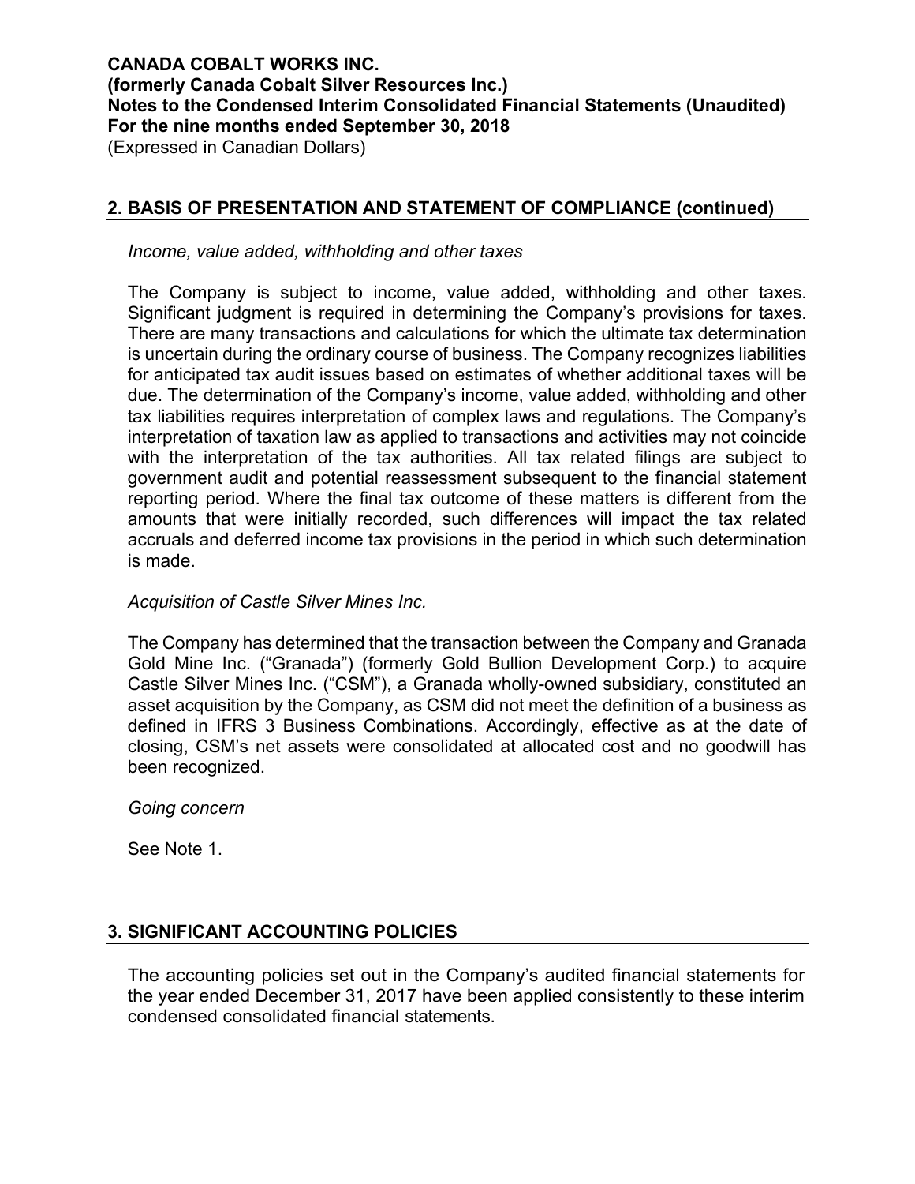## 2. BASIS OF PRESENTATION AND STATEMENT OF COMPLIANCE (continued)

*Income, value added, withholding and other taxes*

The Company is subject to income, value added, withholding and other taxes. Significant judgment is required in determining the Company's provisions for taxes. There are many transactions and calculations for which the ultimate tax determination is uncertain during the ordinary course of business. The Company recognizes liabilities for anticipated tax audit issues based on estimates of whether additional taxes will be due. The determination of the Company's income, value added, withholding and other tax liabilities requires interpretation of complex laws and regulations. The Company's interpretation of taxation law as applied to transactions and activities may not coincide with the interpretation of the tax authorities. All tax related filings are subject to government audit and potential reassessment subsequent to the financial statement reporting period. Where the final tax outcome of these matters is different from the amounts that were initially recorded, such differences will impact the tax related accruals and deferred income tax provisions in the period in which such determination is made.

*Acquisition of Castle Silver Mines Inc.*

The Company has determined that the transaction between the Company and Granada Gold Mine Inc. ("Granada") (formerly Gold Bullion Development Corp.) to acquire Castle Silver Mines Inc. ("CSM"), a Granada wholly-owned subsidiary, constituted an asset acquisition by the Company, as CSM did not meet the definition of a business as defined in IFRS 3 Business Combinations. Accordingly, effective as at the date of closing, CSM's net assets were consolidated at allocated cost and no goodwill has been recognized.

*Going concern*

See Note 1.

## 3. SIGNIFICANT ACCOUNTING POLICIES

The accounting policies set out in the Company's audited financial statements for the year ended December 31, 2017 have been applied consistently to these interim condensed consolidated financial statements.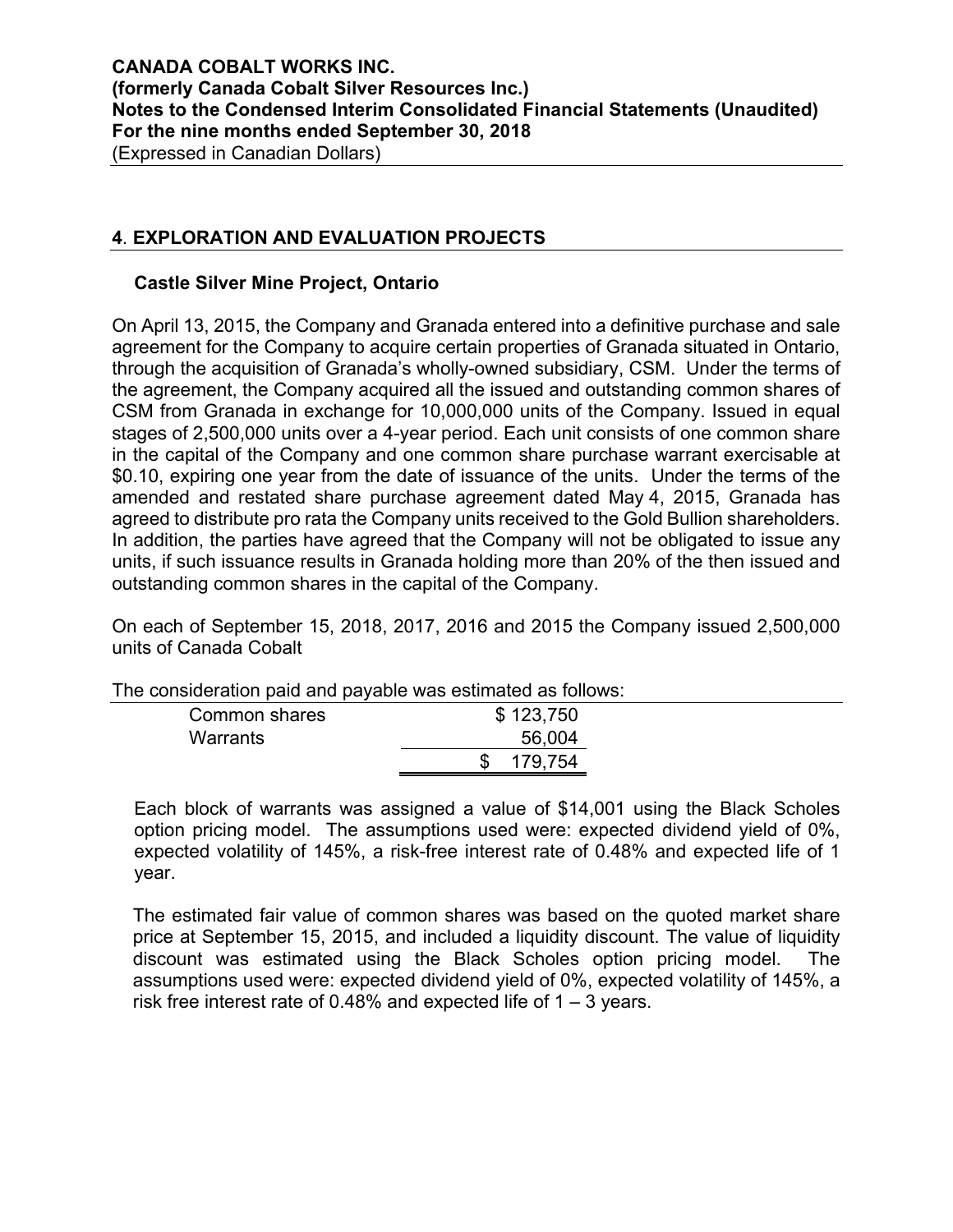## 4. EXPLORATION AND EVALUATION PROJECTS

### Castle Silver Mine Project, Ontario

On April 13, 2015, the Company and Granada entered into a definitive purchase and sale agreement for the Company to acquire certain properties of Granada situated in Ontario, through the acquisition of Granada's wholly-owned subsidiary, CSM. Under the terms of the agreement, the Company acquired all the issued and outstanding common shares of CSM from Granada in exchange for 10,000,000 units of the Company. Issued in equal stages of 2,500,000 units over a 4-year period. Each unit consists of one common share in the capital of the Company and one common share purchase warrant exercisable at $0.10, expiring one year from the date of issuance of the units. Under the terms of the amended and restated share purchase agreement dated May 4, 2015, Granada has agreed to distribute pro rata the Company units received to the Gold Bullion shareholders. In addition, the parties have agreed that the Company will not be obligated to issue any units, if such issuance results in Granada holding more than 20% of the then issued and outstanding common shares in the capital of the Company.

On each of September 15, 2018, 2017, 2016 and 2015 the Company issued 2,500,000 units of Canada Cobalt

The consideration paid and payable was estimated as follows:

| | |
|---|---|
| Common shares | $ 123,750 |
| Warrants | 56,004 |
| | $ 179,754 |

Each block of warrants was assigned a value of $14,001 using the Black Scholes option pricing model. The assumptions used were: expected dividend yield of 0%, expected volatility of 145%, a risk-free interest rate of 0.48% and expected life of 1 year.

The estimated fair value of common shares was based on the quoted market share price at September 15, 2015, and included a liquidity discount. The value of liquidity discount was estimated using the Black Scholes option pricing model. The assumptions used were: expected dividend yield of 0%, expected volatility of 145%, a risk free interest rate of 0.48% and expected life of 1 – 3 years.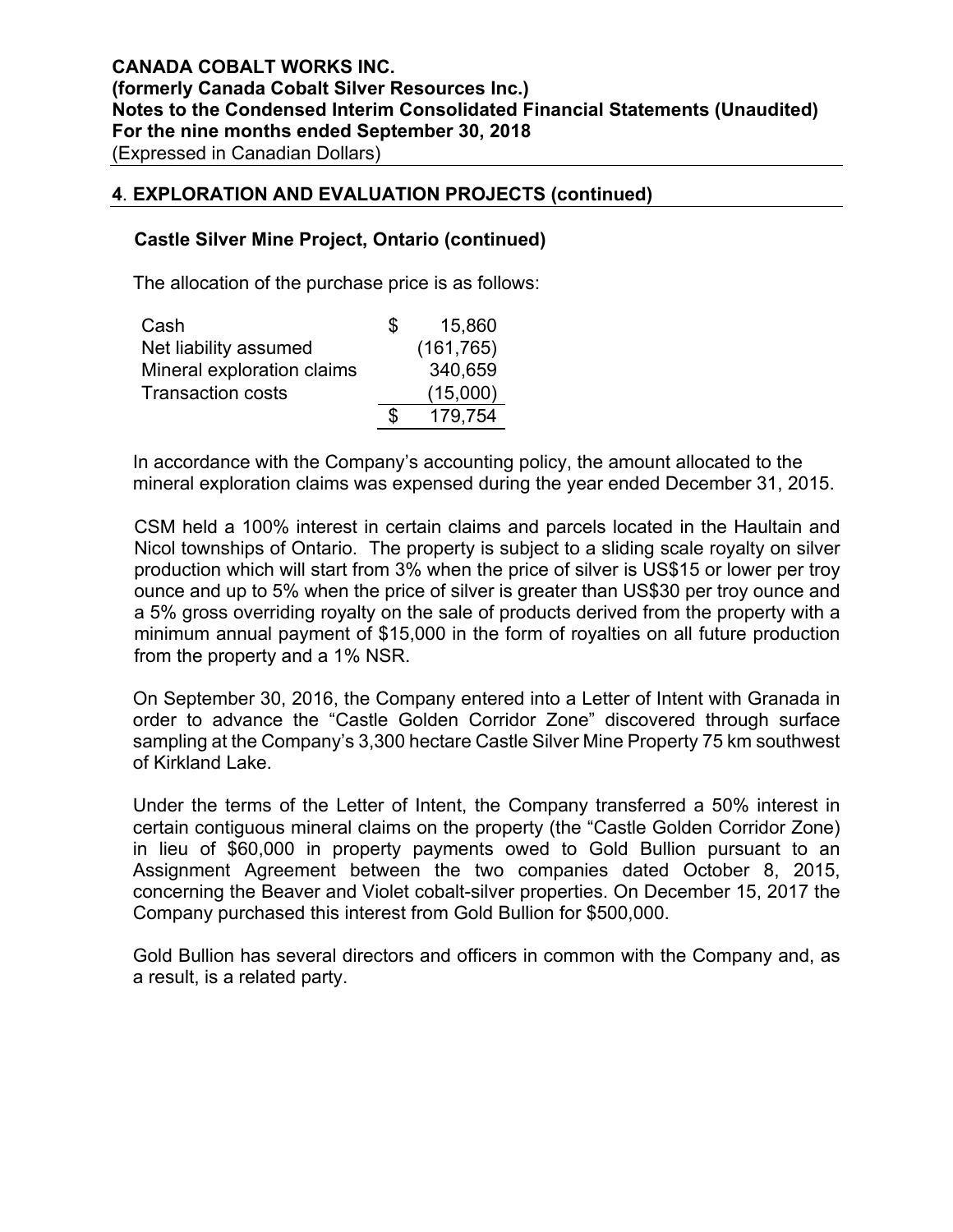## 4. EXPLORATION AND EVALUATION PROJECTS (continued)

### Castle Silver Mine Project, Ontario (continued)

The allocation of the purchase price is as follows:

| | | |
|---|---|---|
| Cash | $ | 15,860 |
| Net liability assumed | | (161,765) |
| Mineral exploration claims | | 340,659 |
| Transaction costs | | (15,000) |
| | $ | 179,754 |

In accordance with the Company's accounting policy, the amount allocated to the mineral exploration claims was expensed during the year ended December 31, 2015.

CSM held a 100% interest in certain claims and parcels located in the Haultain and Nicol townships of Ontario. The property is subject to a sliding scale royalty on silver production which will start from 3% when the price of silver is US$15 or lower per troy ounce and up to 5% when the price of silver is greater than US$30 per troy ounce and a 5% gross overriding royalty on the sale of products derived from the property with a minimum annual payment of $15,000 in the form of royalties on all future production from the property and a 1% NSR.

On September 30, 2016, the Company entered into a Letter of Intent with Granada in order to advance the "Castle Golden Corridor Zone" discovered through surface sampling at the Company's 3,300 hectare Castle Silver Mine Property 75 km southwest of Kirkland Lake.

Under the terms of the Letter of Intent, the Company transferred a 50% interest in certain contiguous mineral claims on the property (the "Castle Golden Corridor Zone) in lieu of $60,000 in property payments owed to Gold Bullion pursuant to an Assignment Agreement between the two companies dated October 8, 2015, concerning the Beaver and Violet cobalt-silver properties. On December 15, 2017 the Company purchased this interest from Gold Bullion for $500,000.

Gold Bullion has several directors and officers in common with the Company and, as a result, is a related party.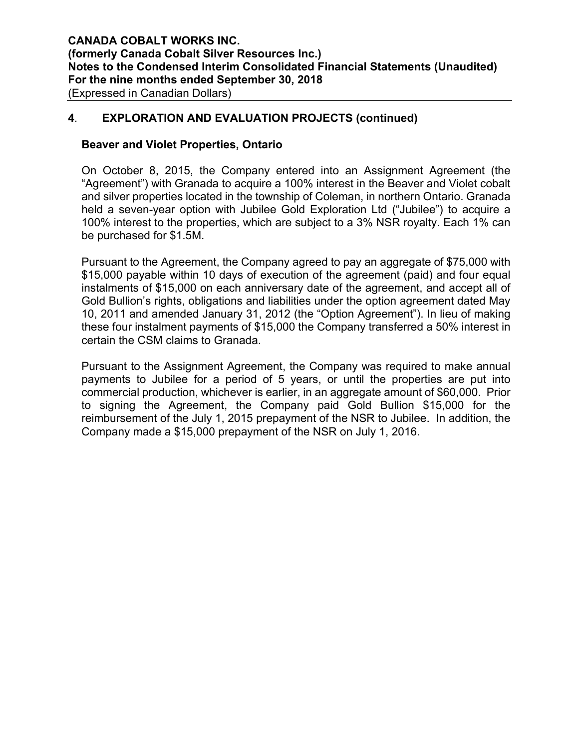## 4. EXPLORATION AND EVALUATION PROJECTS (continued)

### Beaver and Violet Properties, Ontario

On October 8, 2015, the Company entered into an Assignment Agreement (the "Agreement") with Granada to acquire a 100% interest in the Beaver and Violet cobalt and silver properties located in the township of Coleman, in northern Ontario. Granada held a seven-year option with Jubilee Gold Exploration Ltd ("Jubilee") to acquire a 100% interest to the properties, which are subject to a 3% NSR royalty. Each 1% can be purchased for $1.5M.

Pursuant to the Agreement, the Company agreed to pay an aggregate of $75,000 with $15,000 payable within 10 days of execution of the agreement (paid) and four equal instalments of $15,000 on each anniversary date of the agreement, and accept all of Gold Bullion's rights, obligations and liabilities under the option agreement dated May 10, 2011 and amended January 31, 2012 (the "Option Agreement"). In lieu of making these four instalment payments of $15,000 the Company transferred a 50% interest in certain the CSM claims to Granada.

Pursuant to the Assignment Agreement, the Company was required to make annual payments to Jubilee for a period of 5 years, or until the properties are put into commercial production, whichever is earlier, in an aggregate amount of $60,000. Prior to signing the Agreement, the Company paid Gold Bullion $15,000 for the reimbursement of the July 1, 2015 prepayment of the NSR to Jubilee. In addition, the Company made a $15,000 prepayment of the NSR on July 1, 2016.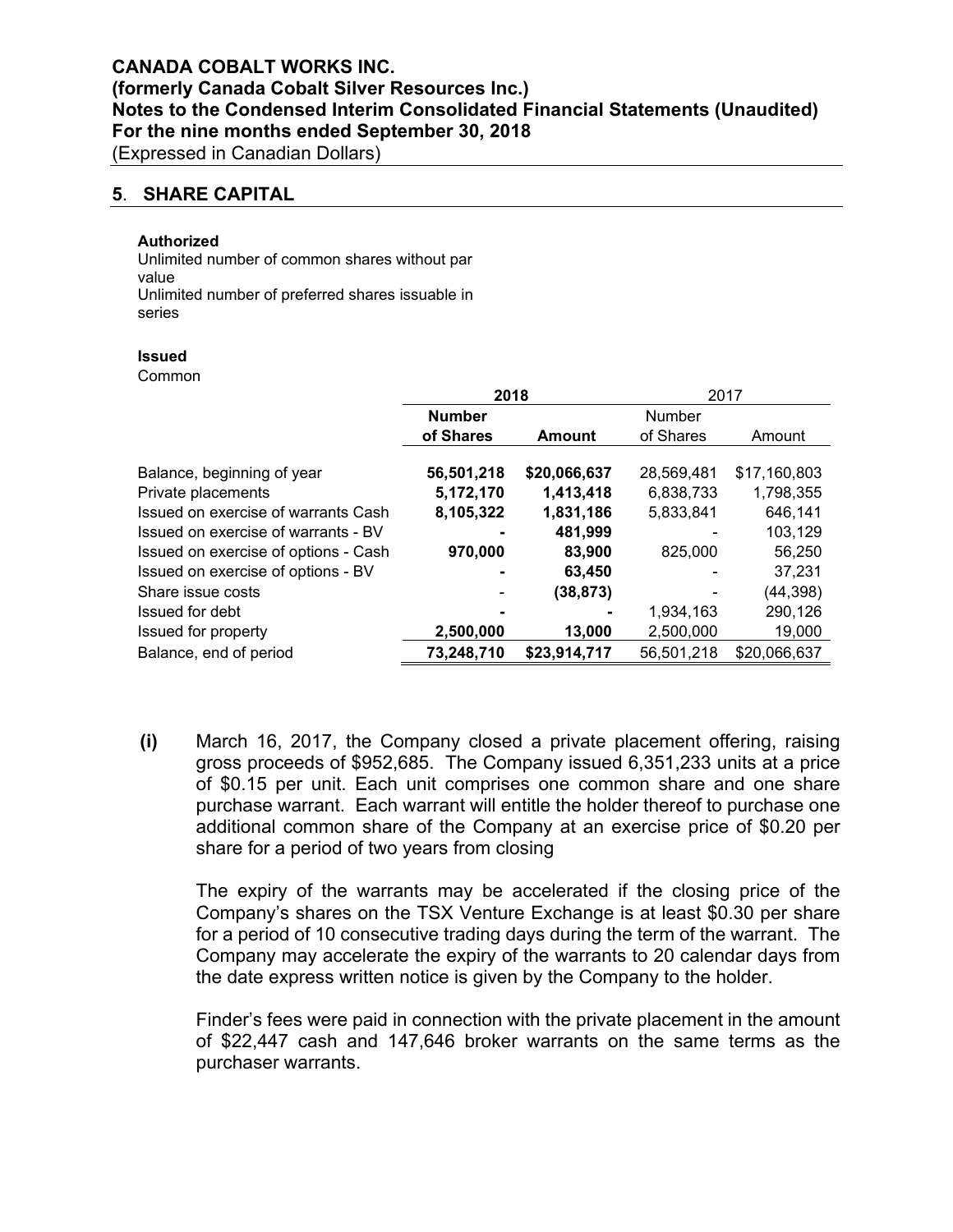## 5. SHARE CAPITAL

**Authorized**

Unlimited number of common shares without par value

Unlimited number of preferred shares issuable in series

**Issued**

Common

| | **2018** | | 2017 | |
|---|---|---|---|---|
| | **Number of Shares** | **Amount** | Number of Shares | Amount |
| Balance, beginning of year | **56,501,218** | **$20,066,637** | 28,569,481 | $17,160,803 |
| Private placements | **5,172,170** | **1,413,418** | 6,838,733 | 1,798,355 |
| Issued on exercise of warrants Cash | **8,105,322** | **1,831,186** | 5,833,841 | 646,141 |
| Issued on exercise of warrants - BV | **-** | **481,999** | - | 103,129 |
| Issued on exercise of options - Cash | **970,000** | **83,900** | 825,000 | 56,250 |
| Issued on exercise of options - BV | **-** | **63,450** | - | 37,231 |
| Share issue costs | - | **(38,873)** | - | (44,398) |
| Issued for debt | **-** | **-** | 1,934,163 | 290,126 |
| Issued for property | **2,500,000** | **13,000** | 2,500,000 | 19,000 |
| Balance, end of period | **73,248,710** | **$23,914,717** | 56,501,218 | $20,066,637 |

**(i)** March 16, 2017, the Company closed a private placement offering, raising gross proceeds of $952,685. The Company issued 6,351,233 units at a price of $0.15 per unit. Each unit comprises one common share and one share purchase warrant. Each warrant will entitle the holder thereof to purchase one additional common share of the Company at an exercise price of $0.20 per share for a period of two years from closing

The expiry of the warrants may be accelerated if the closing price of the Company's shares on the TSX Venture Exchange is at least $0.30 per share for a period of 10 consecutive trading days during the term of the warrant. The Company may accelerate the expiry of the warrants to 20 calendar days from the date express written notice is given by the Company to the holder.

Finder's fees were paid in connection with the private placement in the amount of $22,447 cash and 147,646 broker warrants on the same terms as the purchaser warrants.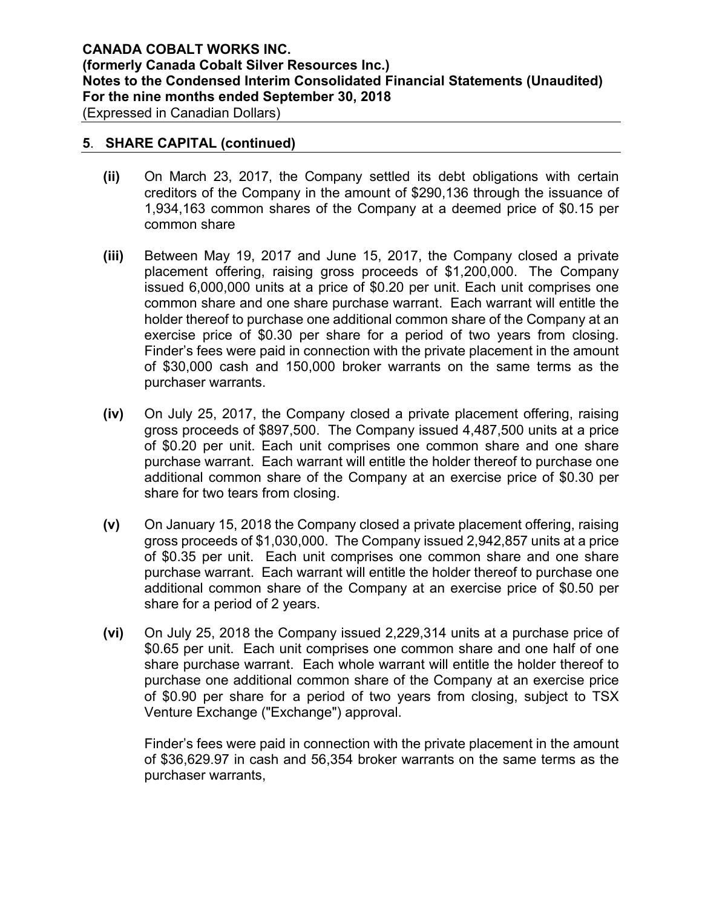## 5. SHARE CAPITAL (continued)

**(ii)** On March 23, 2017, the Company settled its debt obligations with certain creditors of the Company in the amount of $290,136 through the issuance of 1,934,163 common shares of the Company at a deemed price of $0.15 per common share

**(iii)** Between May 19, 2017 and June 15, 2017, the Company closed a private placement offering, raising gross proceeds of $1,200,000. The Company issued 6,000,000 units at a price of $0.20 per unit. Each unit comprises one common share and one share purchase warrant. Each warrant will entitle the holder thereof to purchase one additional common share of the Company at an exercise price of $0.30 per share for a period of two years from closing. Finder's fees were paid in connection with the private placement in the amount of $30,000 cash and 150,000 broker warrants on the same terms as the purchaser warrants.

**(iv)** On July 25, 2017, the Company closed a private placement offering, raising gross proceeds of $897,500. The Company issued 4,487,500 units at a price of $0.20 per unit. Each unit comprises one common share and one share purchase warrant. Each warrant will entitle the holder thereof to purchase one additional common share of the Company at an exercise price of $0.30 per share for two tears from closing.

**(v)** On January 15, 2018 the Company closed a private placement offering, raising gross proceeds of $1,030,000. The Company issued 2,942,857 units at a price of $0.35 per unit. Each unit comprises one common share and one share purchase warrant. Each warrant will entitle the holder thereof to purchase one additional common share of the Company at an exercise price of $0.50 per share for a period of 2 years.

**(vi)** On July 25, 2018 the Company issued 2,229,314 units at a purchase price of $0.65 per unit. Each unit comprises one common share and one half of one share purchase warrant. Each whole warrant will entitle the holder thereof to purchase one additional common share of the Company at an exercise price of $0.90 per share for a period of two years from closing, subject to TSX Venture Exchange ("Exchange") approval.

Finder's fees were paid in connection with the private placement in the amount of $36,629.97 in cash and 56,354 broker warrants on the same terms as the purchaser warrants,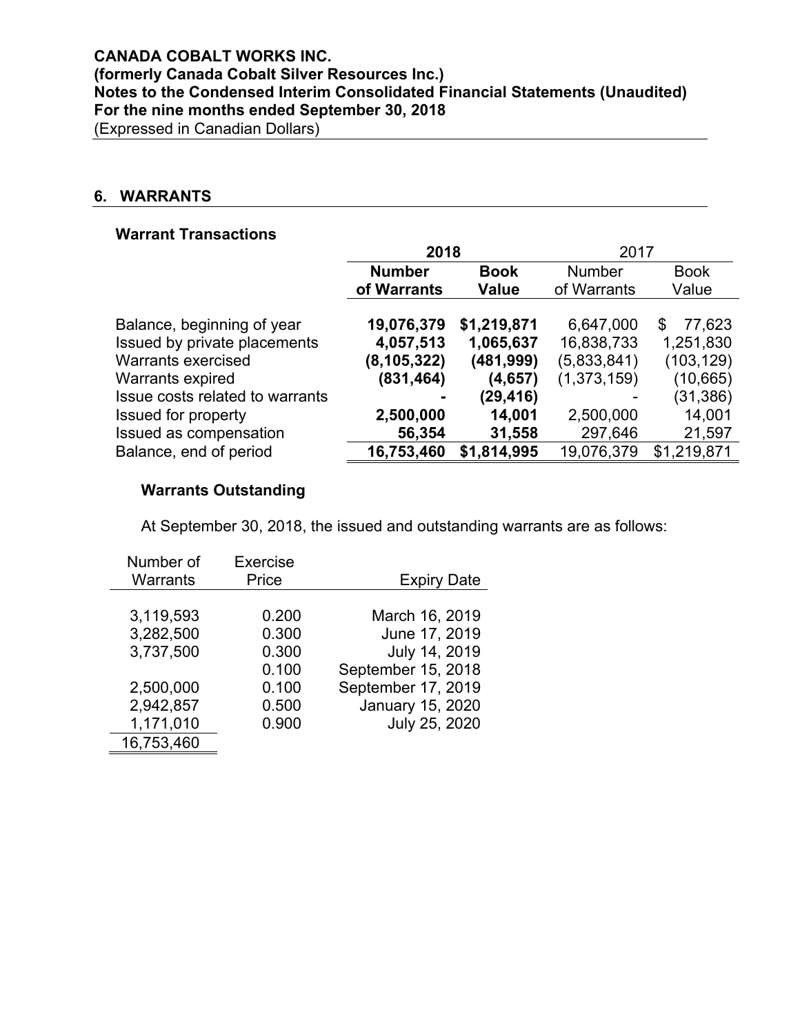**CANADA COBALT WORKS INC.**
**(formerly Canada Cobalt Silver Resources Inc.)**
**Notes to the Condensed Interim Consolidated Financial Statements (Unaudited)**
**For the nine months ended September 30, 2018**
(Expressed in Canadian Dollars)

## 6. WARRANTS

### Warrant Transactions

| | **2018** | | 2017 | |
|---|---|---|---|---|
| | **Number of Warrants** | **Book Value** | Number of Warrants | Book Value |
| Balance, beginning of year | **19,076,379** | **$1,219,871** | 6,647,000 | $ 77,623 |
| Issued by private placements | **4,057,513** | **1,065,637** | 16,838,733 | 1,251,830 |
| Warrants exercised | **(8,105,322)** | **(481,999)** | (5,833,841) | (103,129) |
| Warrants expired | **(831,464)** | **(4,657)** | (1,373,159) | (10,665) |
| Issue costs related to warrants | **-** | **(29,416)** | - | (31,386) |
| Issued for property | **2,500,000** | **14,001** | 2,500,000 | 14,001 |
| Issued as compensation | **56,354** | **31,558** | 297,646 | 21,597 |
| Balance, end of period | **16,753,460** | **$1,814,995** | 19,076,379 | $1,219,871 |

### Warrants Outstanding

At September 30, 2018, the issued and outstanding warrants are as follows:

| Number of Warrants | Exercise Price | Expiry Date |
|---|---|---|
| 3,119,593 | 0.200 | March 16, 2019 |
| 3,282,500 | 0.300 | June 17, 2019 |
| 3,737,500 | 0.300 | July 14, 2019 |
| | 0.100 | September 15, 2018 |
| 2,500,000 | 0.100 | September 17, 2019 |
| 2,942,857 | 0.500 | January 15, 2020 |
| 1,171,010 | 0.900 | July 25, 2020 |
| 16,753,460 | | |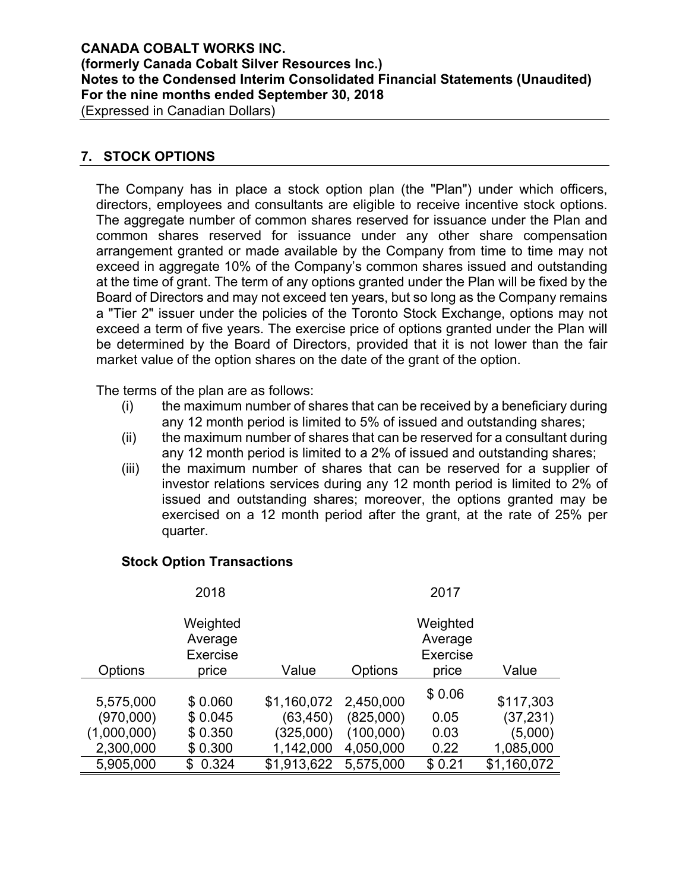## 7. STOCK OPTIONS

The Company has in place a stock option plan (the "Plan") under which officers, directors, employees and consultants are eligible to receive incentive stock options. The aggregate number of common shares reserved for issuance under the Plan and common shares reserved for issuance under any other share compensation arrangement granted or made available by the Company from time to time may not exceed in aggregate 10% of the Company's common shares issued and outstanding at the time of grant. The term of any options granted under the Plan will be fixed by the Board of Directors and may not exceed ten years, but so long as the Company remains a "Tier 2" issuer under the policies of the Toronto Stock Exchange, options may not exceed a term of five years. The exercise price of options granted under the Plan will be determined by the Board of Directors, provided that it is not lower than the fair market value of the option shares on the date of the grant of the option.

The terms of the plan are as follows:

- (i) the maximum number of shares that can be received by a beneficiary during any 12 month period is limited to 5% of issued and outstanding shares;
- (ii) the maximum number of shares that can be reserved for a consultant during any 12 month period is limited to a 2% of issued and outstanding shares;
- (iii) the maximum number of shares that can be reserved for a supplier of investor relations services during any 12 month period is limited to 2% of issued and outstanding shares; moreover, the options granted may be exercised on a 12 month period after the grant, at the rate of 25% per quarter.

### Stock Option Transactions

| 2018 | | | 2017 | | |
|---|---|---|---|---|---|
| Options | Weighted Average Exercise price | Value | Options | Weighted Average Exercise price | Value |
| 5,575,000 | $ 0.060 | $1,160,072 | 2,450,000 | $ 0.06 | $117,303 |
| (970,000) | $ 0.045 | (63,450) | (825,000) | 0.05 | (37,231) |
| (1,000,000) | $ 0.350 | (325,000) | (100,000) | 0.03 | (5,000) |
| 2,300,000 | $ 0.300 | 1,142,000 | 4,050,000 | 0.22 | 1,085,000 |
| 5,905,000 | $ 0.324 | $1,913,622 | 5,575,000 | $ 0.21 | $1,160,072 |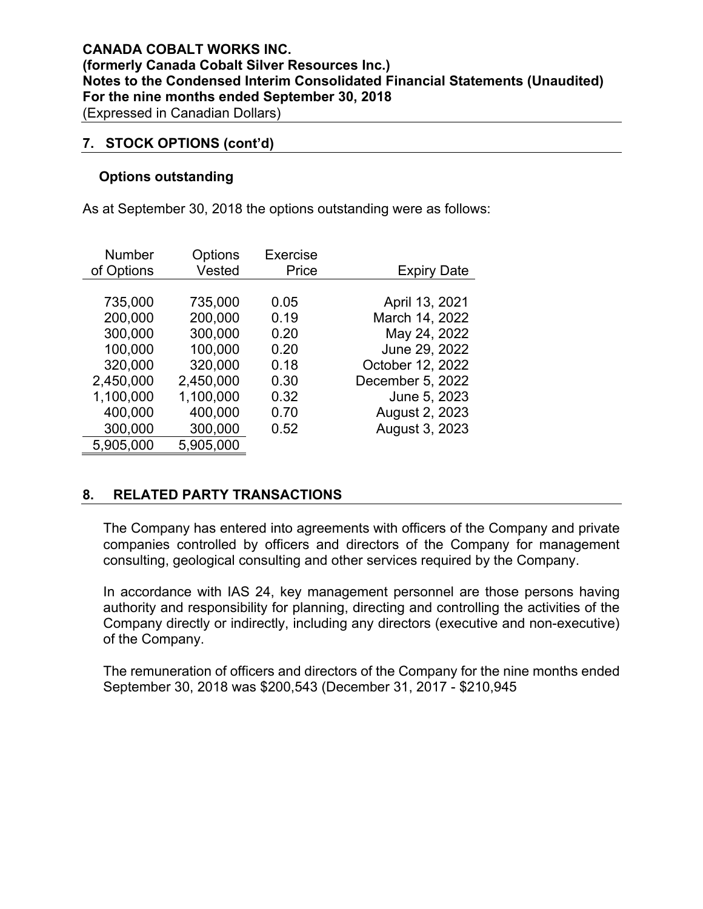## 7. STOCK OPTIONS (cont'd)

### Options outstanding

As at September 30, 2018 the options outstanding were as follows:

| Number of Options | Options Vested | Exercise Price | Expiry Date |
|---|---|---|---|
| 735,000 | 735,000 | 0.05 | April 13, 2021 |
| 200,000 | 200,000 | 0.19 | March 14, 2022 |
| 300,000 | 300,000 | 0.20 | May 24, 2022 |
| 100,000 | 100,000 | 0.20 | June 29, 2022 |
| 320,000 | 320,000 | 0.18 | October 12, 2022 |
| 2,450,000 | 2,450,000 | 0.30 | December 5, 2022 |
| 1,100,000 | 1,100,000 | 0.32 | June 5, 2023 |
| 400,000 | 400,000 | 0.70 | August 2, 2023 |
| 300,000 | 300,000 | 0.52 | August 3, 2023 |
| 5,905,000 | 5,905,000 | | |

## 8. RELATED PARTY TRANSACTIONS

The Company has entered into agreements with officers of the Company and private companies controlled by officers and directors of the Company for management consulting, geological consulting and other services required by the Company.

In accordance with IAS 24, key management personnel are those persons having authority and responsibility for planning, directing and controlling the activities of the Company directly or indirectly, including any directors (executive and non-executive) of the Company.

The remuneration of officers and directors of the Company for the nine months ended September 30, 2018 was $200,543 (December 31, 2017 - $210,945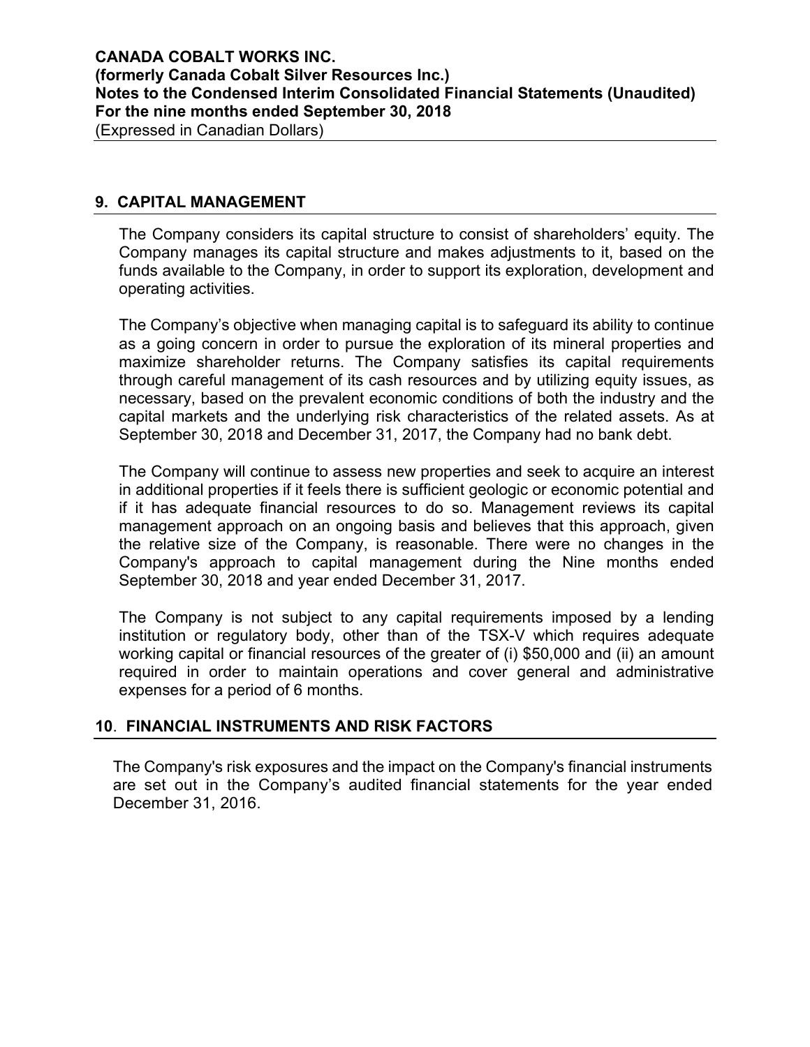## 9. CAPITAL MANAGEMENT

The Company considers its capital structure to consist of shareholders' equity. The Company manages its capital structure and makes adjustments to it, based on the funds available to the Company, in order to support its exploration, development and operating activities.

The Company's objective when managing capital is to safeguard its ability to continue as a going concern in order to pursue the exploration of its mineral properties and maximize shareholder returns. The Company satisfies its capital requirements through careful management of its cash resources and by utilizing equity issues, as necessary, based on the prevalent economic conditions of both the industry and the capital markets and the underlying risk characteristics of the related assets. As at September 30, 2018 and December 31, 2017, the Company had no bank debt.

The Company will continue to assess new properties and seek to acquire an interest in additional properties if it feels there is sufficient geologic or economic potential and if it has adequate financial resources to do so. Management reviews its capital management approach on an ongoing basis and believes that this approach, given the relative size of the Company, is reasonable. There were no changes in the Company's approach to capital management during the Nine months ended September 30, 2018 and year ended December 31, 2017.

The Company is not subject to any capital requirements imposed by a lending institution or regulatory body, other than of the TSX-V which requires adequate working capital or financial resources of the greater of (i) $50,000 and (ii) an amount required in order to maintain operations and cover general and administrative expenses for a period of 6 months.

## 10. FINANCIAL INSTRUMENTS AND RISK FACTORS

The Company's risk exposures and the impact on the Company's financial instruments are set out in the Company's audited financial statements for the year ended December 31, 2016.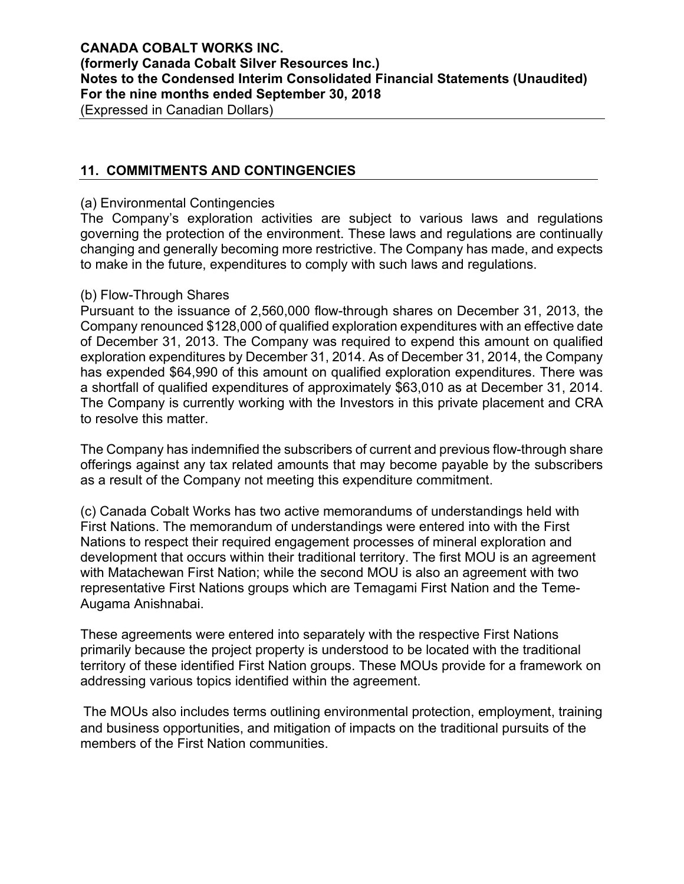## 11. COMMITMENTS AND CONTINGENCIES

(a) Environmental Contingencies

The Company's exploration activities are subject to various laws and regulations governing the protection of the environment. These laws and regulations are continually changing and generally becoming more restrictive. The Company has made, and expects to make in the future, expenditures to comply with such laws and regulations.

(b) Flow-Through Shares

Pursuant to the issuance of 2,560,000 flow-through shares on December 31, 2013, the Company renounced $128,000 of qualified exploration expenditures with an effective date of December 31, 2013. The Company was required to expend this amount on qualified exploration expenditures by December 31, 2014. As of December 31, 2014, the Company has expended $64,990 of this amount on qualified exploration expenditures. There was a shortfall of qualified expenditures of approximately $63,010 as at December 31, 2014. The Company is currently working with the Investors in this private placement and CRA to resolve this matter.

The Company has indemnified the subscribers of current and previous flow-through share offerings against any tax related amounts that may become payable by the subscribers as a result of the Company not meeting this expenditure commitment.

(c) Canada Cobalt Works has two active memorandums of understandings held with First Nations. The memorandum of understandings were entered into with the First Nations to respect their required engagement processes of mineral exploration and development that occurs within their traditional territory. The first MOU is an agreement with Matachewan First Nation; while the second MOU is also an agreement with two representative First Nations groups which are Temagami First Nation and the Teme-Augama Anishnabai.

These agreements were entered into separately with the respective First Nations primarily because the project property is understood to be located with the traditional territory of these identified First Nation groups. These MOUs provide for a framework on addressing various topics identified within the agreement.

The MOUs also includes terms outlining environmental protection, employment, training and business opportunities, and mitigation of impacts on the traditional pursuits of the members of the First Nation communities.